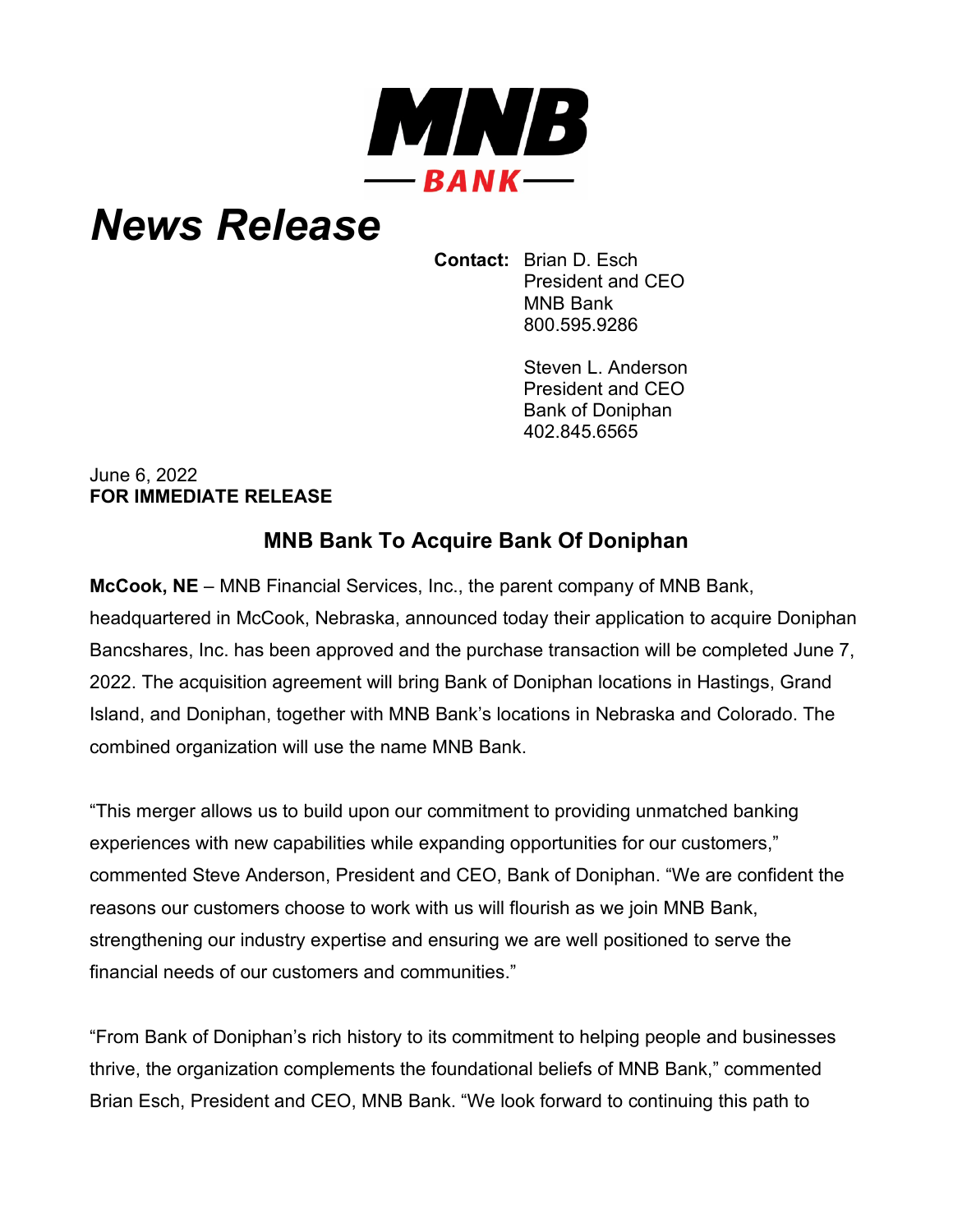MNB
BANK

# News Release

**Contact:** Brian D. Esch
President and CEO
MNB Bank
800.595.9286

Steven L. Anderson
President and CEO
Bank of Doniphan
402.845.6565

June 6, 2022
**FOR IMMEDIATE RELEASE**

## MNB Bank To Acquire Bank Of Doniphan

**McCook, NE** – MNB Financial Services, Inc., the parent company of MNB Bank, headquartered in McCook, Nebraska, announced today their application to acquire Doniphan Bancshares, Inc. has been approved and the purchase transaction will be completed June 7, 2022. The acquisition agreement will bring Bank of Doniphan locations in Hastings, Grand Island, and Doniphan, together with MNB Bank's locations in Nebraska and Colorado. The combined organization will use the name MNB Bank.

"This merger allows us to build upon our commitment to providing unmatched banking experiences with new capabilities while expanding opportunities for our customers," commented Steve Anderson, President and CEO, Bank of Doniphan. "We are confident the reasons our customers choose to work with us will flourish as we join MNB Bank, strengthening our industry expertise and ensuring we are well positioned to serve the financial needs of our customers and communities."

"From Bank of Doniphan's rich history to its commitment to helping people and businesses thrive, the organization complements the foundational beliefs of MNB Bank," commented Brian Esch, President and CEO, MNB Bank. "We look forward to continuing this path to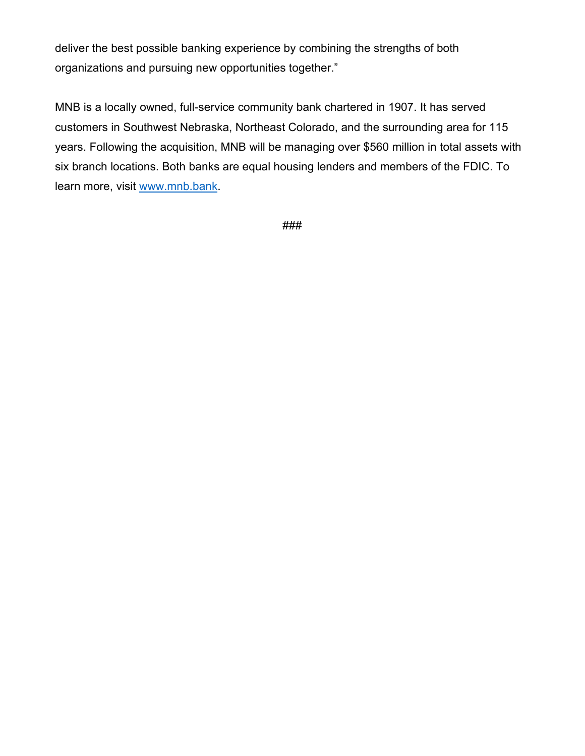deliver the best possible banking experience by combining the strengths of both organizations and pursuing new opportunities together."

MNB is a locally owned, full-service community bank chartered in 1907. It has served customers in Southwest Nebraska, Northeast Colorado, and the surrounding area for 115 years. Following the acquisition, MNB will be managing over $560 million in total assets with six branch locations. Both banks are equal housing lenders and members of the FDIC. To learn more, visit [www.mnb.bank](http://www.mnb.bank).

###